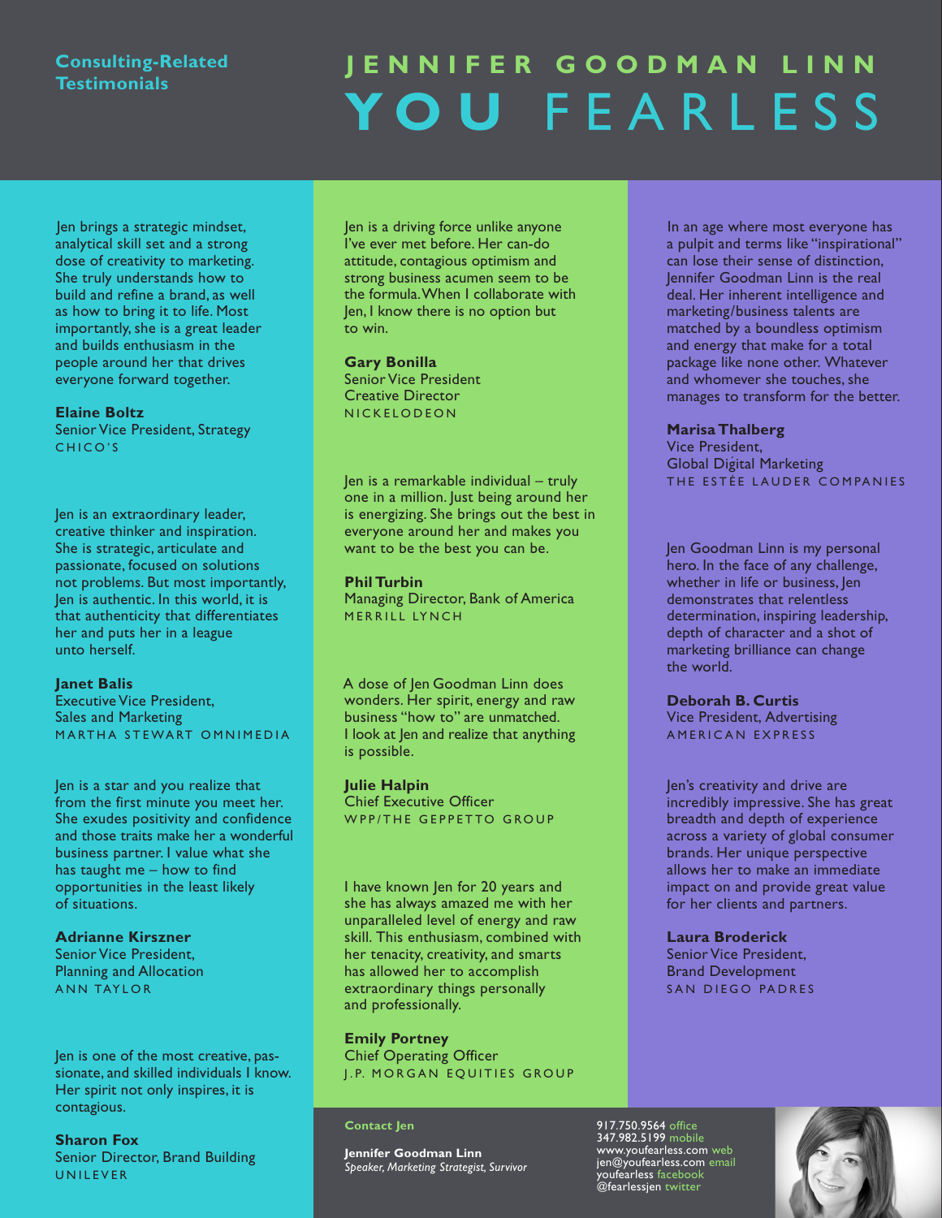# JENNIFER GOODMAN LINN

# YOU FEARLESS

## Consulting-Related Testimonials

Jen brings a strategic mindset, analytical skill set and a strong dose of creativity to marketing. She truly understands how to build and refine a brand, as well as how to bring it to life. Most importantly, she is a great leader and builds enthusiasm in the people around her that drives everyone forward together.

**Elaine Boltz**
Senior Vice President, Strategy
CHICO'S

Jen is an extraordinary leader, creative thinker and inspiration. She is strategic, articulate and passionate, focused on solutions not problems. But most importantly, Jen is authentic. In this world, it is that authenticity that differentiates her and puts her in a league unto herself.

**Janet Balis**
Executive Vice President,
Sales and Marketing
MARTHA STEWART OMNIMEDIA

Jen is a star and you realize that from the first minute you meet her. She exudes positivity and confidence and those traits make her a wonderful business partner. I value what she has taught me – how to find opportunities in the least likely of situations.

**Adrianne Kirszner**
Senior Vice President,
Planning and Allocation
ANN TAYLOR

Jen is one of the most creative, passionate, and skilled individuals I know. Her spirit not only inspires, it is contagious.

**Sharon Fox**
Senior Director, Brand Building
UNILEVER

Jen is a driving force unlike anyone I've ever met before. Her can-do attitude, contagious optimism and strong business acumen seem to be the formula. When I collaborate with Jen, I know there is no option but to win.

**Gary Bonilla**
Senior Vice President
Creative Director
NICKELODEON

Jen is a remarkable individual – truly one in a million. Just being around her is energizing. She brings out the best in everyone around her and makes you want to be the best you can be.

**Phil Turbin**
Managing Director, Bank of America
MERRILL LYNCH

A dose of Jen Goodman Linn does wonders. Her spirit, energy and raw business "how to" are unmatched. I look at Jen and realize that anything is possible.

**Julie Halpin**
Chief Executive Officer
WPP/THE GEPPETTO GROUP

I have known Jen for 20 years and she has always amazed me with her unparalleled level of energy and raw skill. This enthusiasm, combined with her tenacity, creativity, and smarts has allowed her to accomplish extraordinary things personally and professionally.

**Emily Portney**
Chief Operating Officer
J.P. MORGAN EQUITIES GROUP

In an age where most everyone has a pulpit and terms like "inspirational" can lose their sense of distinction, Jennifer Goodman Linn is the real deal. Her inherent intelligence and marketing/business talents are matched by a boundless optimism and energy that make for a total package like none other. Whatever and whomever she touches, she manages to transform for the better.

**Marisa Thalberg**
Vice President,
Global Digital Marketing
THE ESTÉE LAUDER COMPANIES

Jen Goodman Linn is my personal hero. In the face of any challenge, whether in life or business, Jen demonstrates that relentless determination, inspiring leadership, depth of character and a shot of marketing brilliance can change the world.

**Deborah B. Curtis**
Vice President, Advertising
AMERICAN EXPRESS

Jen's creativity and drive are incredibly impressive. She has great breadth and depth of experience across a variety of global consumer brands. Her unique perspective allows her to make an immediate impact on and provide great value for her clients and partners.

**Laura Broderick**
Senior Vice President,
Brand Development
SAN DIEGO PADRES

**Contact Jen**

**Jennifer Goodman Linn**
*Speaker, Marketing Strategist, Survivor*

917.750.9564 office
347.982.5199 mobile
www.youfearless.com web
jen@youfearless.com email
youfearless facebook
@fearlessjen twitter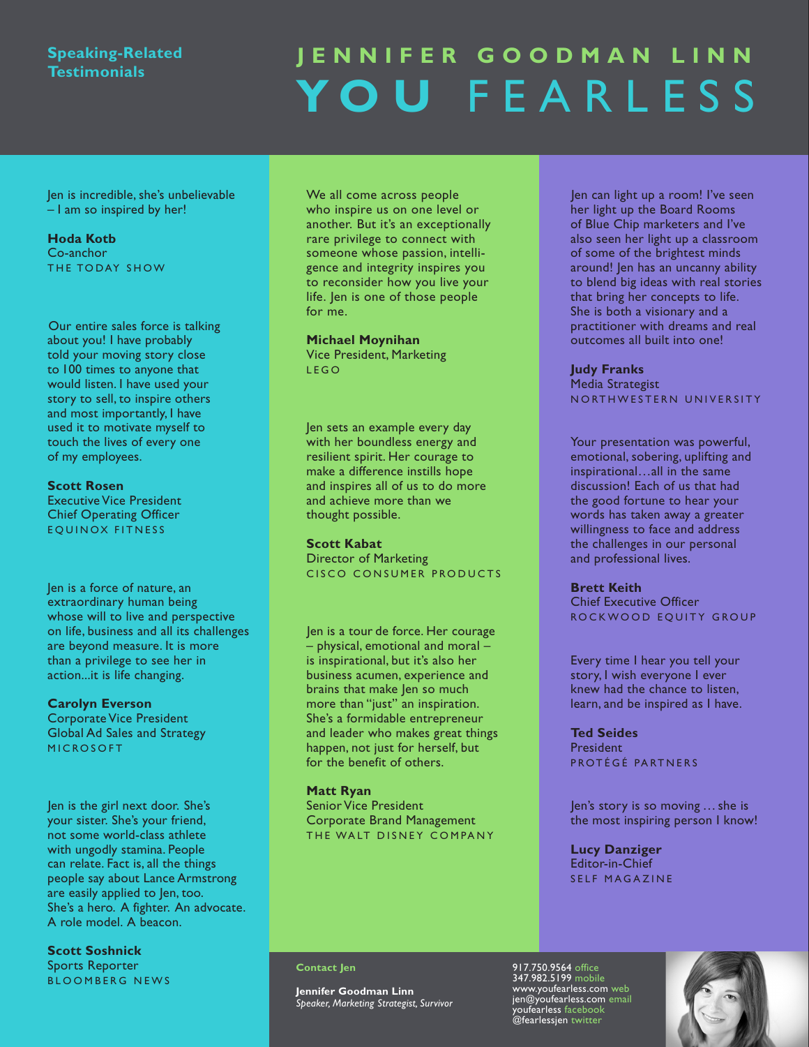# JENNIFER GOODMAN LINN

# YOU FEARLESS

## Speaking-Related Testimonials

Jen is incredible, she's unbelievable – I am so inspired by her!

**Hoda Kotb**
Co-anchor
THE TODAY SHOW

Our entire sales force is talking about you! I have probably told your moving story close to 100 times to anyone that would listen. I have used your story to sell, to inspire others and most importantly, I have used it to motivate myself to touch the lives of every one of my employees.

**Scott Rosen**
Executive Vice President
Chief Operating Officer
EQUINOX FITNESS

Jen is a force of nature, an extraordinary human being whose will to live and perspective on life, business and all its challenges are beyond measure. It is more than a privilege to see her in action...it is life changing.

**Carolyn Everson**
Corporate Vice President
Global Ad Sales and Strategy
MICROSOFT

Jen is the girl next door. She's your sister. She's your friend, not some world-class athlete with ungodly stamina. People can relate. Fact is, all the things people say about Lance Armstrong are easily applied to Jen, too. She's a hero. A fighter. An advocate. A role model. A beacon.

**Scott Soshnick**
Sports Reporter
BLOOMBERG NEWS

We all come across people who inspire us on one level or another. But it's an exceptionally rare privilege to connect with someone whose passion, intelligence and integrity inspires you to reconsider how you live your life. Jen is one of those people for me.

**Michael Moynihan**
Vice President, Marketing
LEGO

Jen sets an example every day with her boundless energy and resilient spirit. Her courage to make a difference instills hope and inspires all of us to do more and achieve more than we thought possible.

**Scott Kabat**
Director of Marketing
CISCO CONSUMER PRODUCTS

Jen is a tour de force. Her courage – physical, emotional and moral – is inspirational, but it's also her business acumen, experience and brains that make Jen so much more than "just" an inspiration. She's a formidable entrepreneur and leader who makes great things happen, not just for herself, but for the benefit of others.

**Matt Ryan**
Senior Vice President
Corporate Brand Management
THE WALT DISNEY COMPANY

Jen can light up a room! I've seen her light up the Board Rooms of Blue Chip marketers and I've also seen her light up a classroom of some of the brightest minds around! Jen has an uncanny ability to blend big ideas with real stories that bring her concepts to life. She is both a visionary and a practitioner with dreams and real outcomes all built into one!

**Judy Franks**
Media Strategist
NORTHWESTERN UNIVERSITY

Your presentation was powerful, emotional, sobering, uplifting and inspirational…all in the same discussion! Each of us that had the good fortune to hear your words has taken away a greater willingness to face and address the challenges in our personal and professional lives.

**Brett Keith**
Chief Executive Officer
ROCKWOOD EQUITY GROUP

Every time I hear you tell your story, I wish everyone I ever knew had the chance to listen, learn, and be inspired as I have.

**Ted Seides**
President
PROTÉGÉ PARTNERS

Jen's story is so moving … she is the most inspiring person I know!

**Lucy Danziger**
Editor-in-Chief
SELF MAGAZINE

**Contact Jen**

**Jennifer Goodman Linn**
*Speaker, Marketing Strategist, Survivor*

917.750.9564 office
347.982.5199 mobile
www.youfearless.com web
jen@youfearless.com email
youfearless facebook
@fearlessjen twitter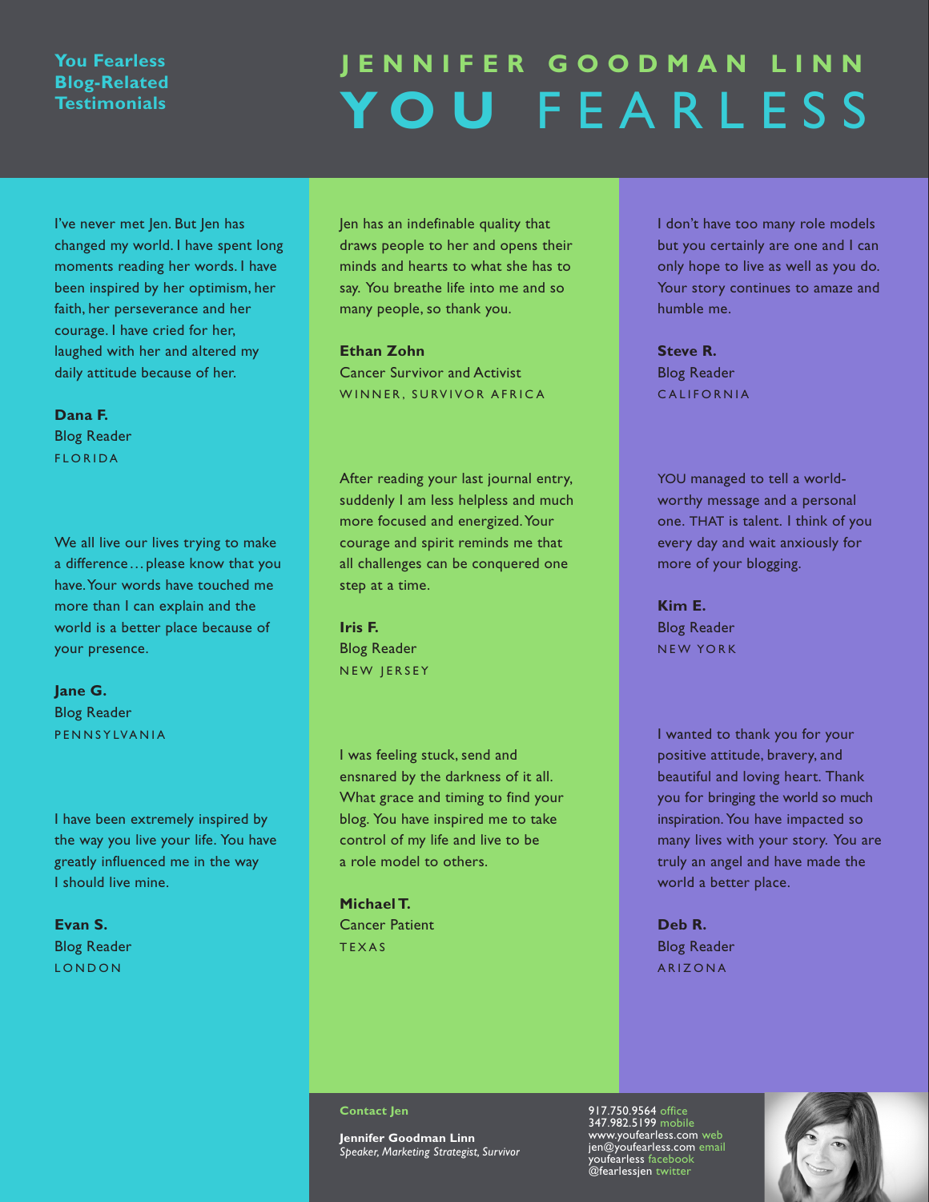You Fearless Blog-Related Testimonials

# JENNIFER GOODMAN LINN

# YOU FEARLESS

I've never met Jen. But Jen has changed my world. I have spent long moments reading her words. I have been inspired by her optimism, her faith, her perseverance and her courage. I have cried for her, laughed with her and altered my daily attitude because of her.

**Dana F.**
Blog Reader
FLORIDA

We all live our lives trying to make a difference…please know that you have. Your words have touched me more than I can explain and the world is a better place because of your presence.

**Jane G.**
Blog Reader
PENNSYLVANIA

I have been extremely inspired by the way you live your life. You have greatly influenced me in the way I should live mine.

**Evan S.**
Blog Reader
LONDON

Jen has an indefinable quality that draws people to her and opens their minds and hearts to what she has to say. You breathe life into me and so many people, so thank you.

**Ethan Zohn**
Cancer Survivor and Activist
WINNER, SURVIVOR AFRICA

After reading your last journal entry, suddenly I am less helpless and much more focused and energized. Your courage and spirit reminds me that all challenges can be conquered one step at a time.

**Iris F.**
Blog Reader
NEW JERSEY

I was feeling stuck, send and ensnared by the darkness of it all. What grace and timing to find your blog. You have inspired me to take control of my life and live to be a role model to others.

**Michael T.**
Cancer Patient
TEXAS

I don't have too many role models but you certainly are one and I can only hope to live as well as you do. Your story continues to amaze and humble me.

**Steve R.**
Blog Reader
CALIFORNIA

YOU managed to tell a world-worthy message and a personal one. THAT is talent. I think of you every day and wait anxiously for more of your blogging.

**Kim E.**
Blog Reader
NEW YORK

I wanted to thank you for your positive attitude, bravery, and beautiful and loving heart. Thank you for bringing the world so much inspiration. You have impacted so many lives with your story. You are truly an angel and have made the world a better place.

**Deb R.**
Blog Reader
ARIZONA

**Contact Jen**

**Jennifer Goodman Linn**
*Speaker, Marketing Strategist, Survivor*

917.750.9564 office
347.982.5199 mobile
www.youfearless.com web
jen@youfearless.com email
youfearless facebook
@fearlessjen twitter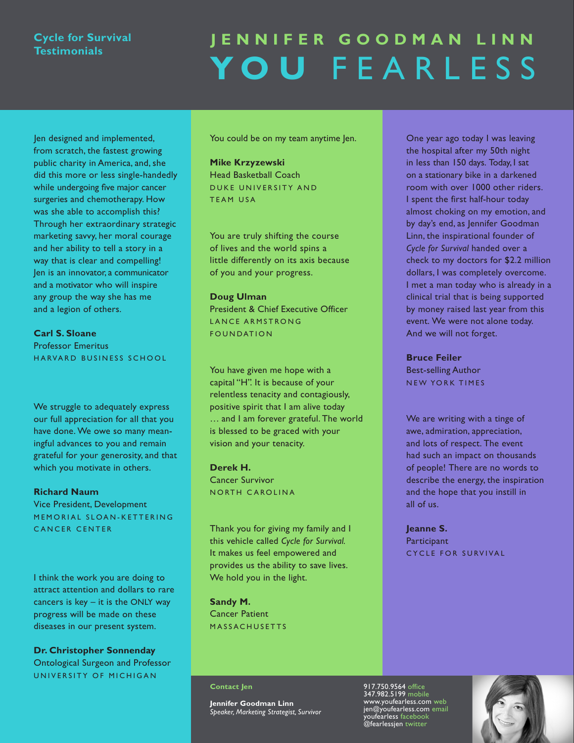Cycle for Survival Testimonials

# JENNIFER GOODMAN LINN

# YOU FEARLESS

Jen designed and implemented, from scratch, the fastest growing public charity in America, and, she did this more or less single-handedly while undergoing five major cancer surgeries and chemotherapy. How was she able to accomplish this? Through her extraordinary strategic marketing savvy, her moral courage and her ability to tell a story in a way that is clear and compelling! Jen is an innovator, a communicator and a motivator who will inspire any group the way she has me and a legion of others.

**Carl S. Sloane**
Professor Emeritus
HARVARD BUSINESS SCHOOL

We struggle to adequately express our full appreciation for all that you have done. We owe so many meaningful advances to you and remain grateful for your generosity, and that which you motivate in others.

**Richard Naum**
Vice President, Development
MEMORIAL SLOAN-KETTERING CANCER CENTER

I think the work you are doing to attract attention and dollars to rare cancers is key – it is the ONLY way progress will be made on these diseases in our present system.

**Dr. Christopher Sonnenday**
Ontological Surgeon and Professor
UNIVERSITY OF MICHIGAN

You could be on my team anytime Jen.

**Mike Krzyzewski**
Head Basketball Coach
DUKE UNIVERSITY AND TEAM USA

You are truly shifting the course of lives and the world spins a little differently on its axis because of you and your progress.

**Doug Ulman**
President & Chief Executive Officer
LANCE ARMSTRONG FOUNDATION

You have given me hope with a capital "H". It is because of your relentless tenacity and contagiously, positive spirit that I am alive today … and I am forever grateful. The world is blessed to be graced with your vision and your tenacity.

**Derek H.**
Cancer Survivor
NORTH CAROLINA

Thank you for giving my family and I this vehicle called *Cycle for Survival.* It makes us feel empowered and provides us the ability to save lives. We hold you in the light.

**Sandy M.**
Cancer Patient
MASSACHUSETTS

One year ago today I was leaving the hospital after my 50th night in less than 150 days. Today, I sat on a stationary bike in a darkened room with over 1000 other riders. I spent the first half-hour today almost choking on my emotion, and by day's end, as Jennifer Goodman Linn, the inspirational founder of *Cycle for Survival* handed over a check to my doctors for $2.2 million dollars, I was completely overcome. I met a man today who is already in a clinical trial that is being supported by money raised last year from this event. We were not alone today. And we will not forget.

**Bruce Feiler**
Best-selling Author
NEW YORK TIMES

We are writing with a tinge of awe, admiration, appreciation, and lots of respect. The event had such an impact on thousands of people! There are no words to describe the energy, the inspiration and the hope that you instill in all of us.

**Jeanne S.**
Participant
CYCLE FOR SURVIVAL

**Contact Jen**

**Jennifer Goodman Linn**
*Speaker, Marketing Strategist, Survivor*

917.750.9564 office
347.982.5199 mobile
www.youfearless.com web
jen@youfearless.com email
youfearless facebook
@fearlessjen twitter